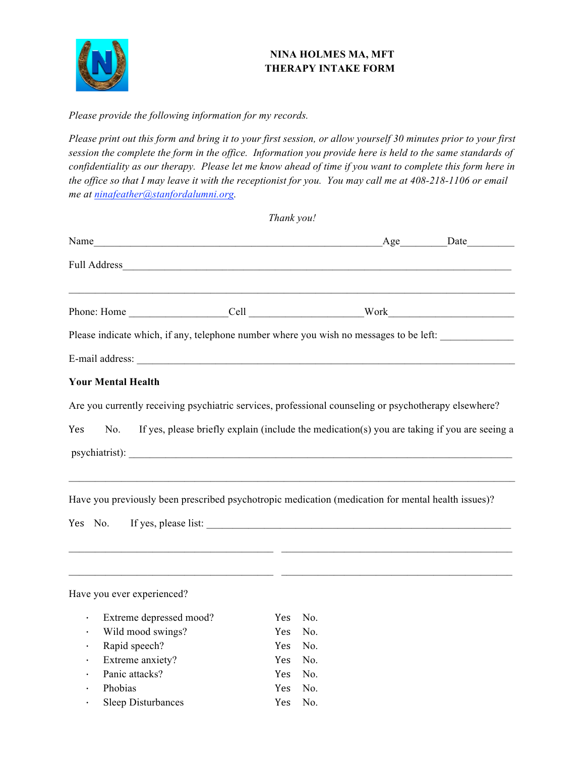# NINA HOLMES MA, MFT
## THERAPY INTAKE FORM

*Please provide the following information for my records.*

*Please print out this form and bring it to your first session, or allow yourself 30 minutes prior to your first session the complete the form in the office. Information you provide here is held to the same standards of confidentiality as our therapy. Please let me know ahead of time if you want to complete this form here in the office so that I may leave it with the receptionist for you. You may call me at 408-218-1106 or email me at [ninafeather@stanfordalumni.org](mailto:ninafeather@stanfordalumni.org).*

*Thank you!*

Name_______________________________________________________Age________Date_________

Full Address__________________________________________________________________________

______________________________________________________________________________________

Phone: Home ___________________Cell _____________________Work_______________________

Please indicate which, if any, telephone number where you wish no messages to be left: _____________

E-mail address: _________________________________________________________________________

**Your Mental Health**

Are you currently receiving psychiatric services, professional counseling or psychotherapy elsewhere?

Yes No. If yes, please briefly explain (include the medication(s) you are taking if you are seeing a psychiatrist): ______________________________________________________________________

______________________________________________________________________________________

Have you previously been prescribed psychotropic medication (medication for mental health issues)?

Yes No. If yes, please list: _____________________________________________________________

______________________________________ ______________________________________________

______________________________________ ______________________________________________

Have you ever experienced?

- Extreme depressed mood? Yes No.
- Wild mood swings? Yes No.
- Rapid speech? Yes No.
- Extreme anxiety? Yes No.
- Panic attacks? Yes No.
- Phobias Yes No.
- Sleep Disturbances Yes No.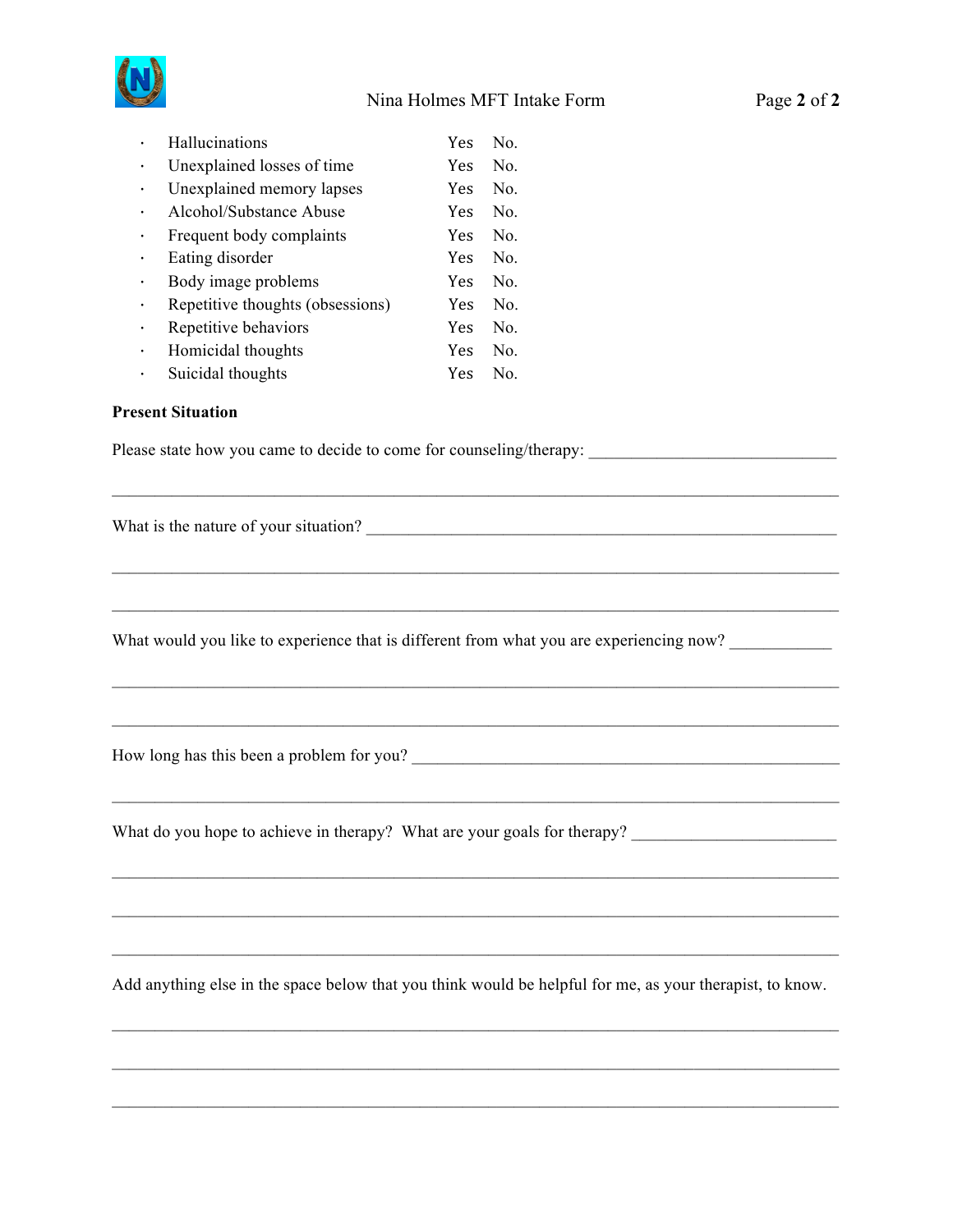- Hallucinations Yes No.
- Unexplained losses of time Yes No.
- Unexplained memory lapses Yes No.
- Alcohol/Substance Abuse Yes No.
- Frequent body complaints Yes No.
- Eating disorder Yes No.
- Body image problems Yes No.
- Repetitive thoughts (obsessions) Yes No.
- Repetitive behaviors Yes No.
- Homicidal thoughts Yes No.
- Suicidal thoughts Yes No.

**Present Situation**

Please state how you came to decide to come for counseling/therapy: ______________________________

______________________________________________________________________________

What is the nature of your situation? ______________________________________________________

______________________________________________________________________________

______________________________________________________________________________

What would you like to experience that is different from what you are experiencing now? ____________

______________________________________________________________________________

______________________________________________________________________________

How long has this been a problem for you? __________________________________________________

______________________________________________________________________________

What do you hope to achieve in therapy? What are your goals for therapy? ________________________

______________________________________________________________________________

______________________________________________________________________________

______________________________________________________________________________

Add anything else in the space below that you think would be helpful for me, as your therapist, to know.

______________________________________________________________________________

______________________________________________________________________________

______________________________________________________________________________